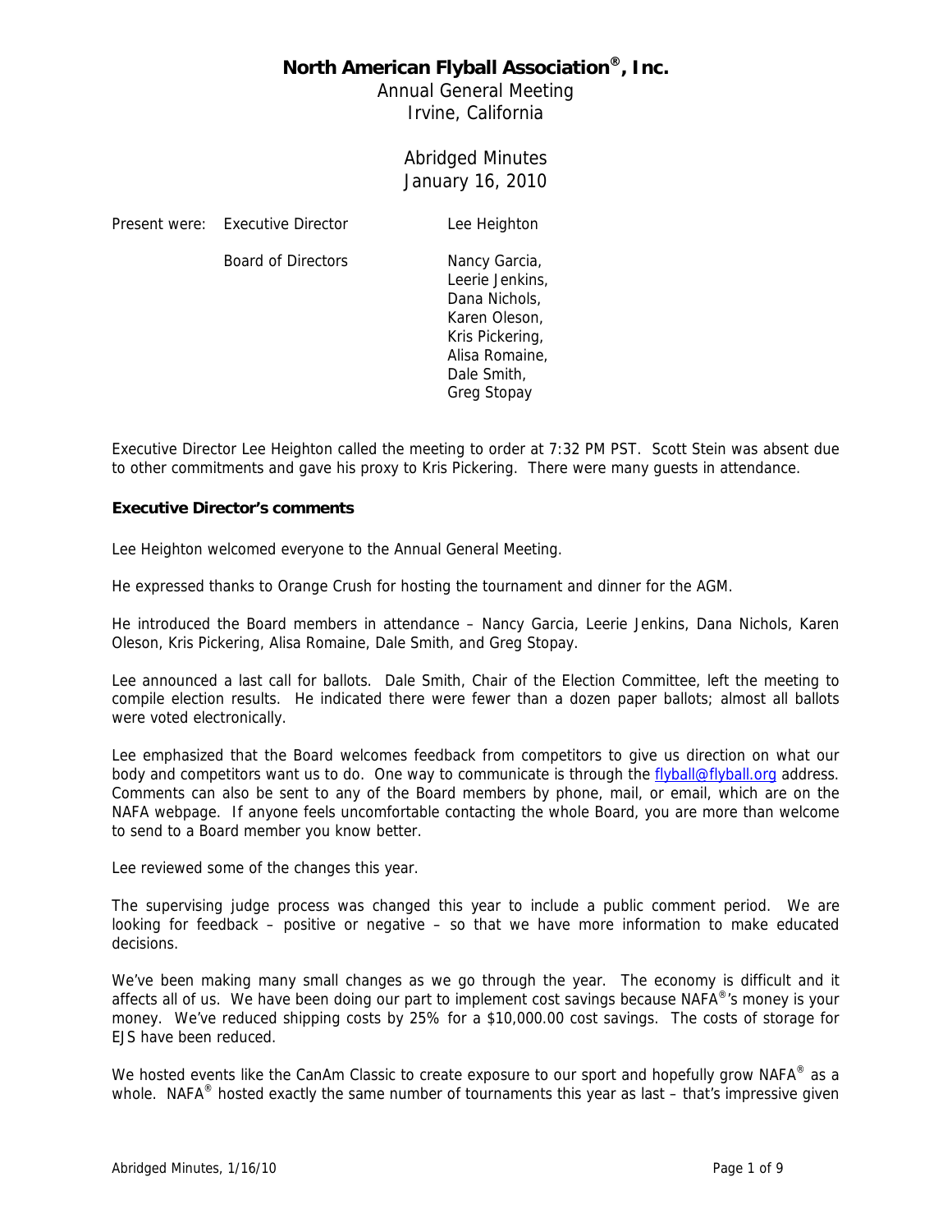# North American Flyball Association®, Inc.

Annual General Meeting
Irvine, California

Abridged Minutes
January 16, 2010

| Present were: | Executive Director | Lee Heighton |
|---|---|---|
| | Board of Directors | Nancy Garcia, Leerie Jenkins, Dana Nichols, Karen Oleson, Kris Pickering, Alisa Romaine, Dale Smith, Greg Stopay |

Executive Director Lee Heighton called the meeting to order at 7:32 PM PST. Scott Stein was absent due to other commitments and gave his proxy to Kris Pickering. There were many guests in attendance.

**Executive Director's comments**

Lee Heighton welcomed everyone to the Annual General Meeting.

He expressed thanks to Orange Crush for hosting the tournament and dinner for the AGM.

He introduced the Board members in attendance – Nancy Garcia, Leerie Jenkins, Dana Nichols, Karen Oleson, Kris Pickering, Alisa Romaine, Dale Smith, and Greg Stopay.

Lee announced a last call for ballots. Dale Smith, Chair of the Election Committee, left the meeting to compile election results. He indicated there were fewer than a dozen paper ballots; almost all ballots were voted electronically.

Lee emphasized that the Board welcomes feedback from competitors to give us direction on what our body and competitors want us to do. One way to communicate is through the flyball@flyball.org address. Comments can also be sent to any of the Board members by phone, mail, or email, which are on the NAFA webpage. If anyone feels uncomfortable contacting the whole Board, you are more than welcome to send to a Board member you know better.

Lee reviewed some of the changes this year.

The supervising judge process was changed this year to include a public comment period. We are looking for feedback – positive or negative – so that we have more information to make educated decisions.

We've been making many small changes as we go through the year. The economy is difficult and it affects all of us. We have been doing our part to implement cost savings because NAFA®'s money is your money. We've reduced shipping costs by 25% for a $10,000.00 cost savings. The costs of storage for EJS have been reduced.

We hosted events like the CanAm Classic to create exposure to our sport and hopefully grow NAFA® as a whole. NAFA® hosted exactly the same number of tournaments this year as last – that's impressive given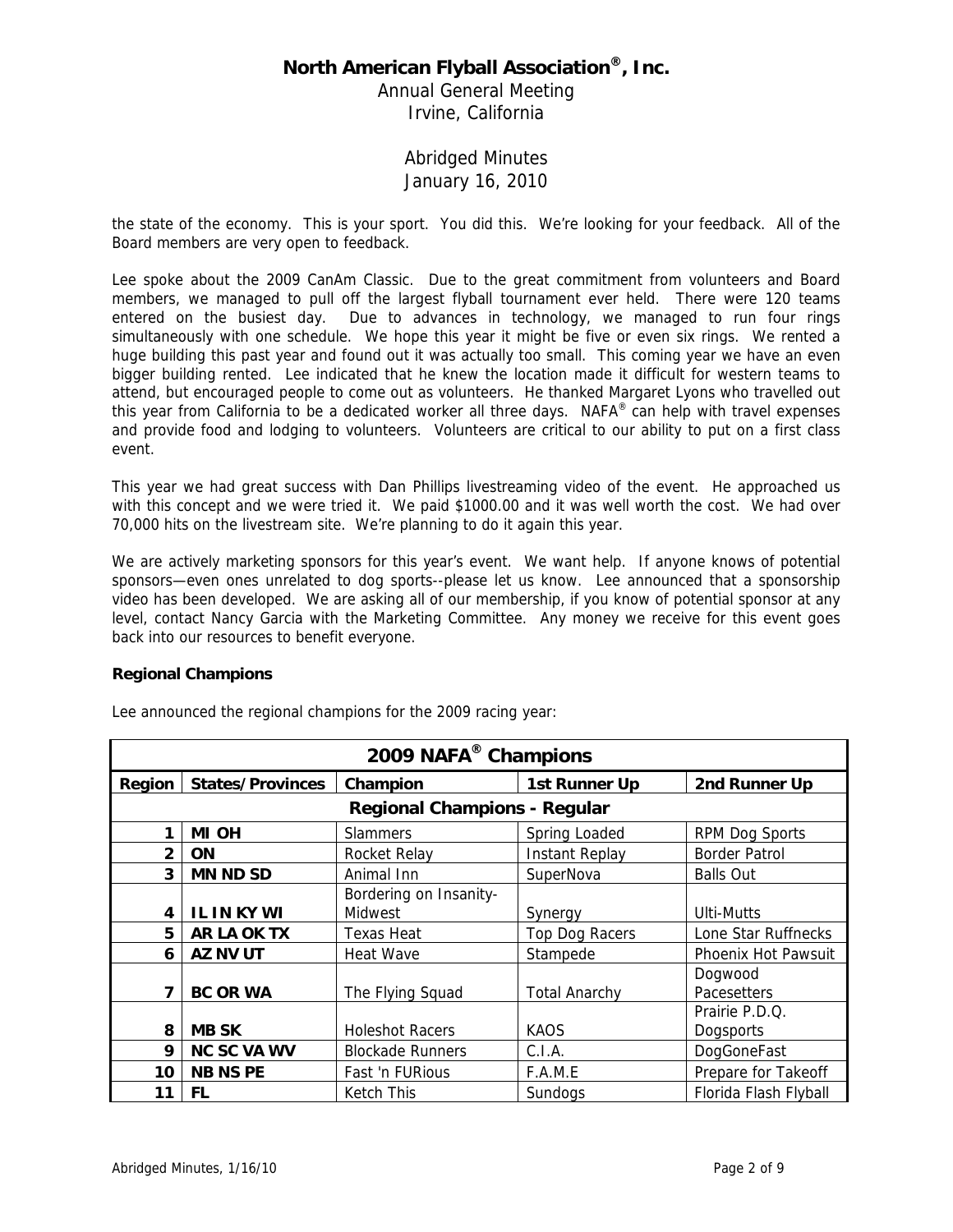the state of the economy. This is your sport. You did this. We're looking for your feedback. All of the Board members are very open to feedback.

Lee spoke about the 2009 CanAm Classic. Due to the great commitment from volunteers and Board members, we managed to pull off the largest flyball tournament ever held. There were 120 teams entered on the busiest day. Due to advances in technology, we managed to run four rings simultaneously with one schedule. We hope this year it might be five or even six rings. We rented a huge building this past year and found out it was actually too small. This coming year we have an even bigger building rented. Lee indicated that he knew the location made it difficult for western teams to attend, but encouraged people to come out as volunteers. He thanked Margaret Lyons who travelled out this year from California to be a dedicated worker all three days. NAFA® can help with travel expenses and provide food and lodging to volunteers. Volunteers are critical to our ability to put on a first class event.

This year we had great success with Dan Phillips livestreaming video of the event. He approached us with this concept and we were tried it. We paid $1000.00 and it was well worth the cost. We had over 70,000 hits on the livestream site. We're planning to do it again this year.

We are actively marketing sponsors for this year's event. We want help. If anyone knows of potential sponsors—even ones unrelated to dog sports--please let us know. Lee announced that a sponsorship video has been developed. We are asking all of our membership, if you know of potential sponsor at any level, contact Nancy Garcia with the Marketing Committee. Any money we receive for this event goes back into our resources to benefit everyone.

**Regional Champions**

Lee announced the regional champions for the 2009 racing year:

| 2009 NAFA® Champions | | | | |
|---|---|---|---|---|
| **Region** | **States/Provinces** | **Champion** | **1st Runner Up** | **2nd Runner Up** |
| **Regional Champions - Regular** | | | | |
| 1 | MI OH | Slammers | Spring Loaded | RPM Dog Sports |
| 2 | ON | Rocket Relay | Instant Replay | Border Patrol |
| 3 | MN ND SD | Animal Inn | SuperNova | Balls Out |
| 4 | IL IN KY WI | Bordering on Insanity-Midwest | Synergy | Ulti-Mutts |
| 5 | AR LA OK TX | Texas Heat | Top Dog Racers | Lone Star Ruffnecks |
| 6 | AZ NV UT | Heat Wave | Stampede | Phoenix Hot Pawsuit |
| 7 | BC OR WA | The Flying Squad | Total Anarchy | Dogwood Pacesetters |
| 8 | MB SK | Holeshot Racers | KAOS | Prairie P.D.Q. Dogsports |
| 9 | NC SC VA WV | Blockade Runners | C.I.A. | DogGoneFast |
| 10 | NB NS PE | Fast 'n FURious | F.A.M.E | Prepare for Takeoff |
| 11 | FL | Ketch This | Sundogs | Florida Flash Flyball |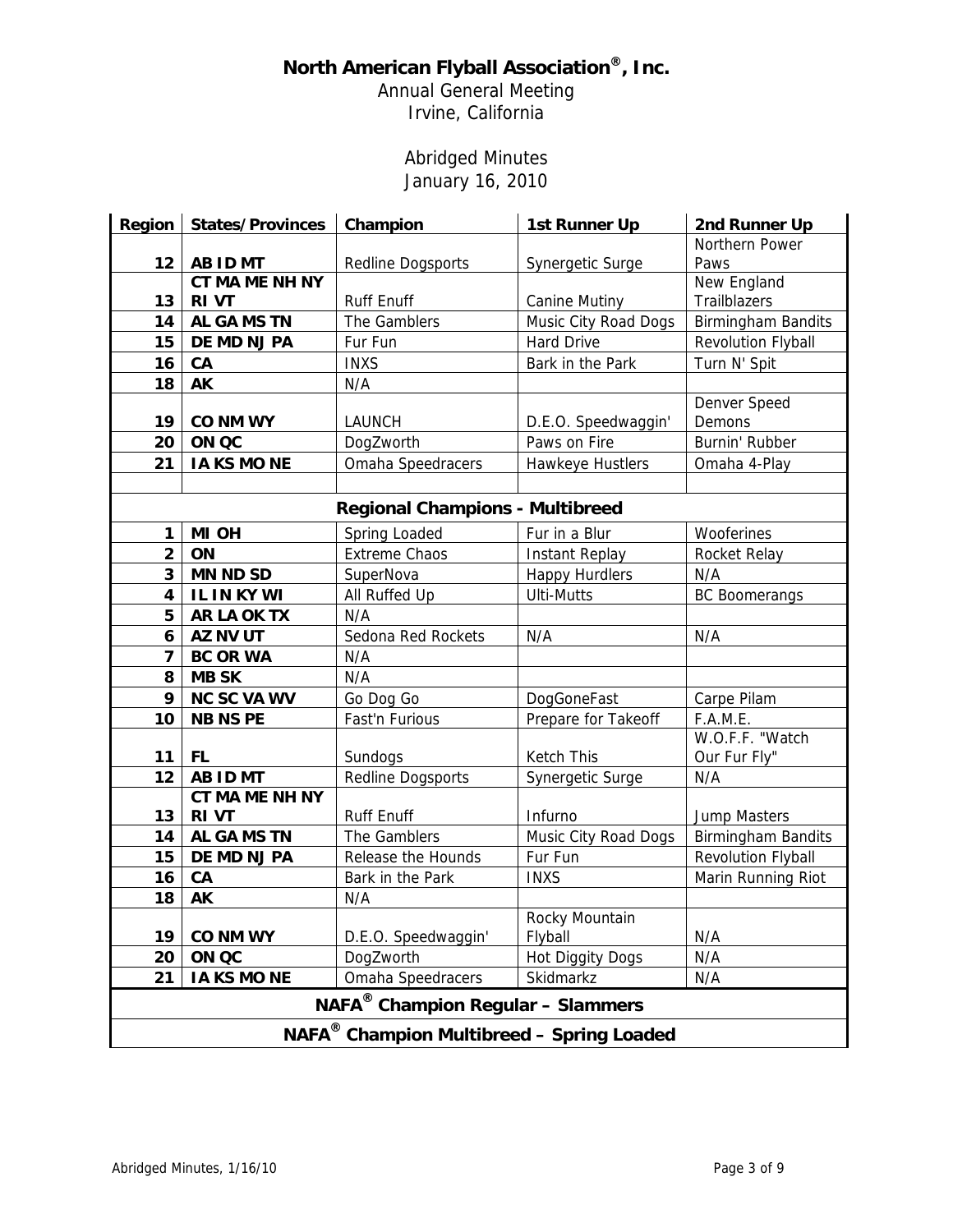# North American Flyball Association®, Inc.

Annual General Meeting
Irvine, California

Abridged Minutes
January 16, 2010

| Region | States/Provinces | Champion | 1st Runner Up | 2nd Runner Up |
|---|---|---|---|---|
| 12 | AB ID MT | Redline Dogsports | Synergetic Surge | Northern Power Paws |
| 13 | CT MA ME NH NY RI VT | Ruff Enuff | Canine Mutiny | New England Trailblazers |
| 14 | AL GA MS TN | The Gamblers | Music City Road Dogs | Birmingham Bandits |
| 15 | DE MD NJ PA | Fur Fun | Hard Drive | Revolution Flyball |
| 16 | CA | INXS | Bark in the Park | Turn N' Spit |
| 18 | AK | N/A | | |
| 19 | CO NM WY | LAUNCH | D.E.O. Speedwaggin' | Denver Speed Demons |
| 20 | ON QC | DogZworth | Paws on Fire | Burnin' Rubber |
| 21 | IA KS MO NE | Omaha Speedracers | Hawkeye Hustlers | Omaha 4-Play |
| | | | | |
| **Regional Champions - Multibreed** | | | | |
| 1 | MI OH | Spring Loaded | Fur in a Blur | Wooferines |
| 2 | ON | Extreme Chaos | Instant Replay | Rocket Relay |
| 3 | MN ND SD | SuperNova | Happy Hurdlers | N/A |
| 4 | IL IN KY WI | All Ruffed Up | Ulti-Mutts | BC Boomerangs |
| 5 | AR LA OK TX | N/A | | |
| 6 | AZ NV UT | Sedona Red Rockets | N/A | N/A |
| 7 | BC OR WA | N/A | | |
| 8 | MB SK | N/A | | |
| 9 | NC SC VA WV | Go Dog Go | DogGoneFast | Carpe Pilam |
| 10 | NB NS PE | Fast'n Furious | Prepare for Takeoff | F.A.M.E. |
| 11 | FL | Sundogs | Ketch This | W.O.F.F. "Watch Our Fur Fly" |
| 12 | AB ID MT | Redline Dogsports | Synergetic Surge | N/A |
| 13 | CT MA ME NH NY RI VT | Ruff Enuff | Infurno | Jump Masters |
| 14 | AL GA MS TN | The Gamblers | Music City Road Dogs | Birmingham Bandits |
| 15 | DE MD NJ PA | Release the Hounds | Fur Fun | Revolution Flyball |
| 16 | CA | Bark in the Park | INXS | Marin Running Riot |
| 18 | AK | N/A | | |
| 19 | CO NM WY | D.E.O. Speedwaggin' | Rocky Mountain Flyball | N/A |
| 20 | ON QC | DogZworth | Hot Diggity Dogs | N/A |
| 21 | IA KS MO NE | Omaha Speedracers | Skidmarkz | N/A |
| **NAFA® Champion Regular – Slammers** | | | | |
| **NAFA® Champion Multibreed – Spring Loaded** | | | | |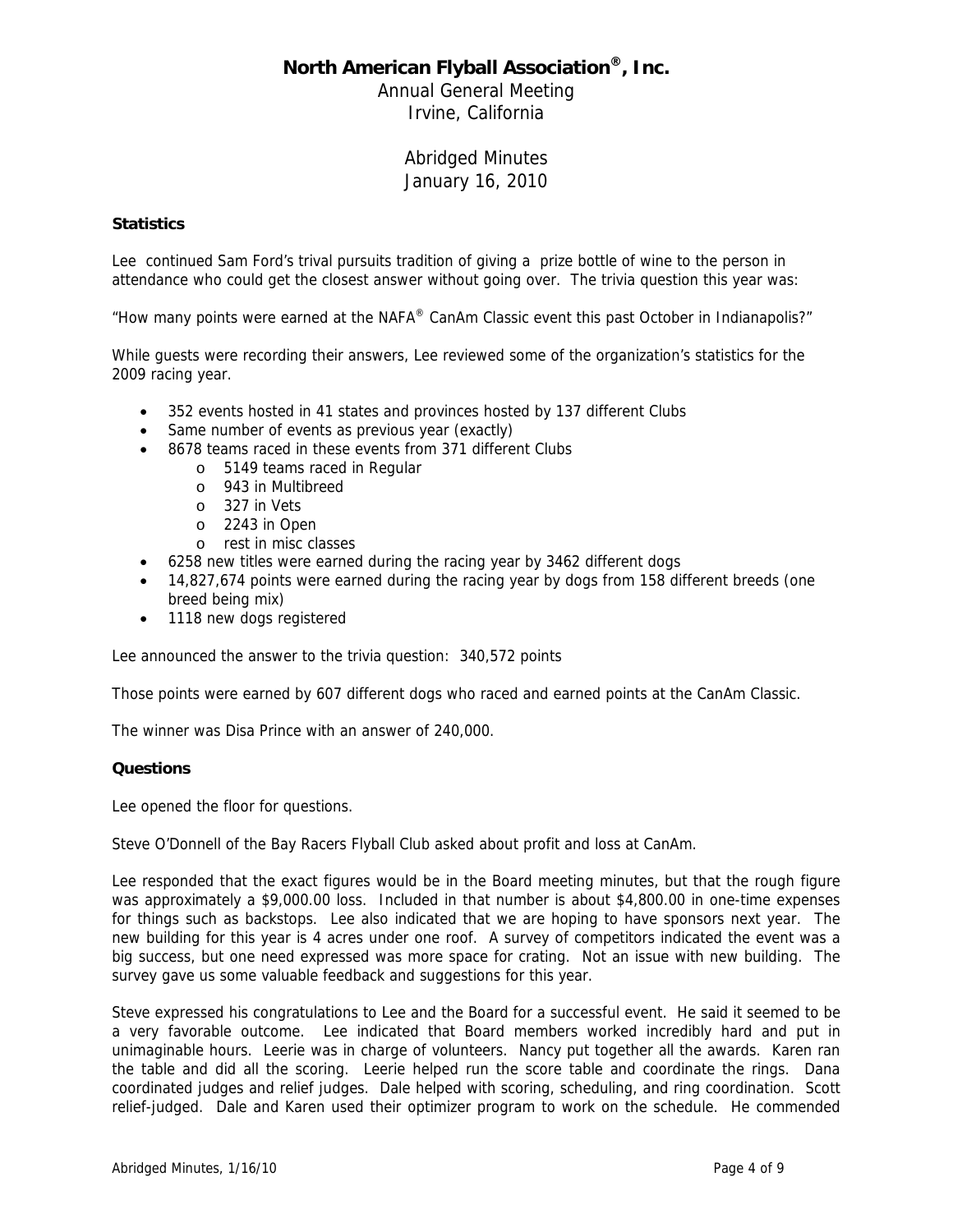# North American Flyball Association®, Inc.

Annual General Meeting
Irvine, California

Abridged Minutes
January 16, 2010

### Statistics

Lee continued Sam Ford's trival pursuits tradition of giving a prize bottle of wine to the person in attendance who could get the closest answer without going over. The trivia question this year was:

"How many points were earned at the NAFA® CanAm Classic event this past October in Indianapolis?"

While guests were recording their answers, Lee reviewed some of the organization's statistics for the 2009 racing year.

- 352 events hosted in 41 states and provinces hosted by 137 different Clubs
- Same number of events as previous year (exactly)
- 8678 teams raced in these events from 371 different Clubs
  - 5149 teams raced in Regular
  - 943 in Multibreed
  - 327 in Vets
  - 2243 in Open
  - rest in misc classes
- 6258 new titles were earned during the racing year by 3462 different dogs
- 14,827,674 points were earned during the racing year by dogs from 158 different breeds (one breed being mix)
- 1118 new dogs registered

Lee announced the answer to the trivia question: 340,572 points

Those points were earned by 607 different dogs who raced and earned points at the CanAm Classic.

The winner was Disa Prince with an answer of 240,000.

### Questions

Lee opened the floor for questions.

Steve O'Donnell of the Bay Racers Flyball Club asked about profit and loss at CanAm.

Lee responded that the exact figures would be in the Board meeting minutes, but that the rough figure was approximately a $9,000.00 loss. Included in that number is about $4,800.00 in one-time expenses for things such as backstops. Lee also indicated that we are hoping to have sponsors next year. The new building for this year is 4 acres under one roof. A survey of competitors indicated the event was a big success, but one need expressed was more space for crating. Not an issue with new building. The survey gave us some valuable feedback and suggestions for this year.

Steve expressed his congratulations to Lee and the Board for a successful event. He said it seemed to be a very favorable outcome. Lee indicated that Board members worked incredibly hard and put in unimaginable hours. Leerie was in charge of volunteers. Nancy put together all the awards. Karen ran the table and did all the scoring. Leerie helped run the score table and coordinate the rings. Dana coordinated judges and relief judges. Dale helped with scoring, scheduling, and ring coordination. Scott relief-judged. Dale and Karen used their optimizer program to work on the schedule. He commended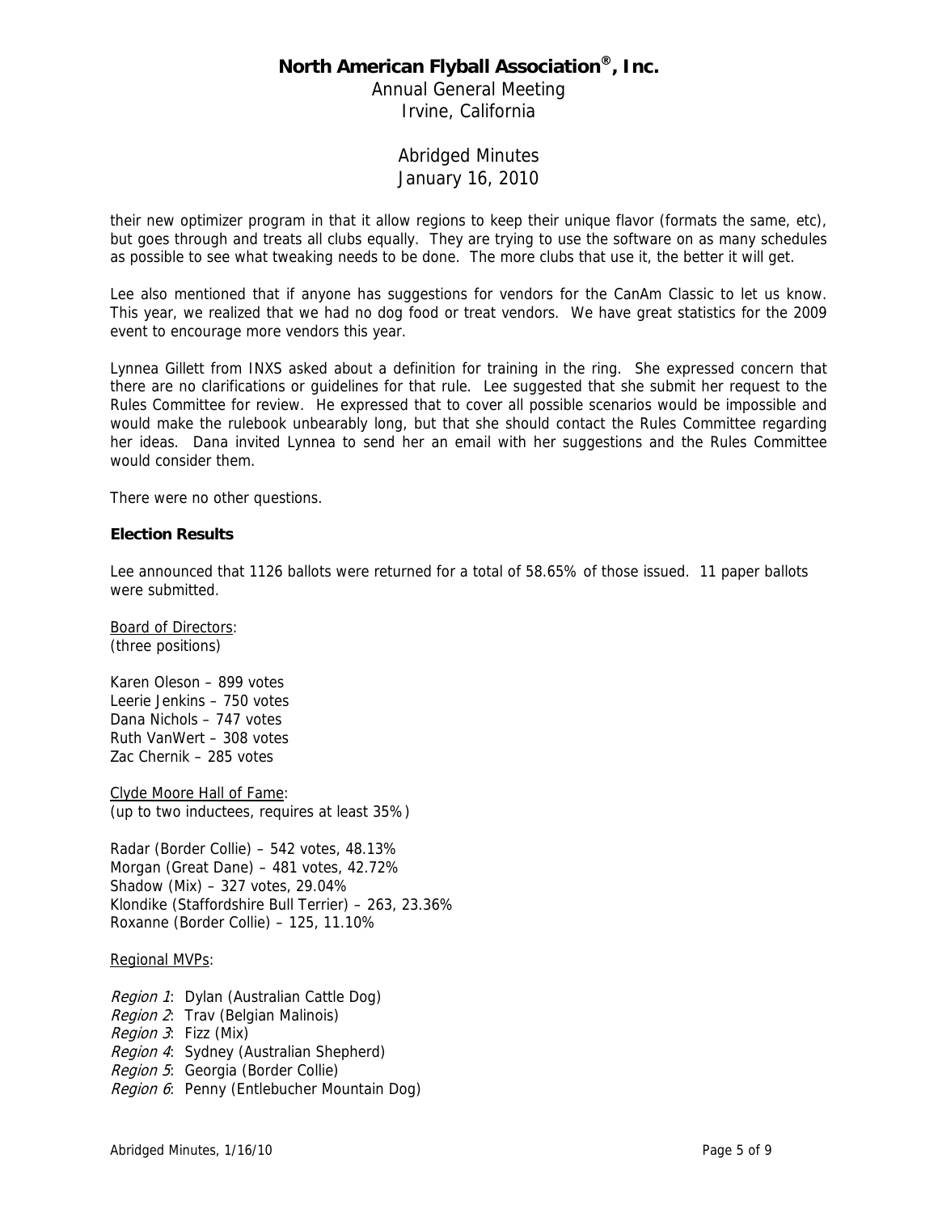their new optimizer program in that it allow regions to keep their unique flavor (formats the same, etc), but goes through and treats all clubs equally. They are trying to use the software on as many schedules as possible to see what tweaking needs to be done. The more clubs that use it, the better it will get.

Lee also mentioned that if anyone has suggestions for vendors for the CanAm Classic to let us know. This year, we realized that we had no dog food or treat vendors. We have great statistics for the 2009 event to encourage more vendors this year.

Lynnea Gillett from INXS asked about a definition for training in the ring. She expressed concern that there are no clarifications or guidelines for that rule. Lee suggested that she submit her request to the Rules Committee for review. He expressed that to cover all possible scenarios would be impossible and would make the rulebook unbearably long, but that she should contact the Rules Committee regarding her ideas. Dana invited Lynnea to send her an email with her suggestions and the Rules Committee would consider them.

There were no other questions.

**Election Results**

Lee announced that 1126 ballots were returned for a total of 58.65% of those issued. 11 paper ballots were submitted.

Board of Directors:
(three positions)

Karen Oleson – 899 votes
Leerie Jenkins – 750 votes
Dana Nichols – 747 votes
Ruth VanWert – 308 votes
Zac Chernik – 285 votes

Clyde Moore Hall of Fame:
(up to two inductees, requires at least 35%)

Radar (Border Collie) – 542 votes, 48.13%
Morgan (Great Dane) – 481 votes, 42.72%
Shadow (Mix) – 327 votes, 29.04%
Klondike (Staffordshire Bull Terrier) – 263, 23.36%
Roxanne (Border Collie) – 125, 11.10%

Regional MVPs:

*Region 1*: Dylan (Australian Cattle Dog)
*Region 2*: Trav (Belgian Malinois)
*Region 3*: Fizz (Mix)
*Region 4*: Sydney (Australian Shepherd)
*Region 5*: Georgia (Border Collie)
*Region 6*: Penny (Entlebucher Mountain Dog)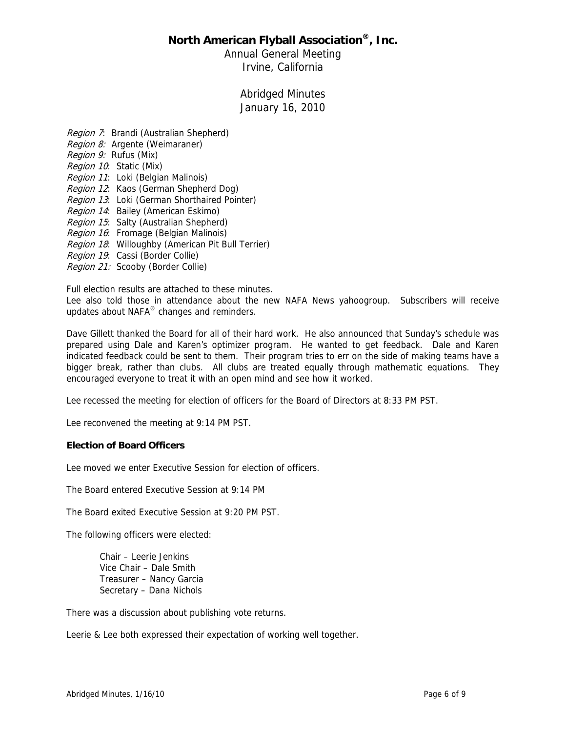# North American Flyball Association®, Inc.

Annual General Meeting
Irvine, California

Abridged Minutes
January 16, 2010

*Region 7*: Brandi (Australian Shepherd)
*Region 8:* Argente (Weimaraner)
*Region 9:* Rufus (Mix)
*Region 10*: Static (Mix)
*Region 11*: Loki (Belgian Malinois)
*Region 12*: Kaos (German Shepherd Dog)
*Region 13*: Loki (German Shorthaired Pointer)
*Region 14*: Bailey (American Eskimo)
*Region 15*: Salty (Australian Shepherd)
*Region 16*: Fromage (Belgian Malinois)
*Region 18*: Willoughby (American Pit Bull Terrier)
*Region 19*: Cassi (Border Collie)
*Region 21:* Scooby (Border Collie)

Full election results are attached to these minutes.
Lee also told those in attendance about the new NAFA News yahoogroup. Subscribers will receive updates about NAFA® changes and reminders.

Dave Gillett thanked the Board for all of their hard work. He also announced that Sunday's schedule was prepared using Dale and Karen's optimizer program. He wanted to get feedback. Dale and Karen indicated feedback could be sent to them. Their program tries to err on the side of making teams have a bigger break, rather than clubs. All clubs are treated equally through mathematic equations. They encouraged everyone to treat it with an open mind and see how it worked.

Lee recessed the meeting for election of officers for the Board of Directors at 8:33 PM PST.

Lee reconvened the meeting at 9:14 PM PST.

**Election of Board Officers**

Lee moved we enter Executive Session for election of officers.

The Board entered Executive Session at 9:14 PM

The Board exited Executive Session at 9:20 PM PST.

The following officers were elected:

Chair – Leerie Jenkins
Vice Chair – Dale Smith
Treasurer – Nancy Garcia
Secretary – Dana Nichols

There was a discussion about publishing vote returns.

Leerie & Lee both expressed their expectation of working well together.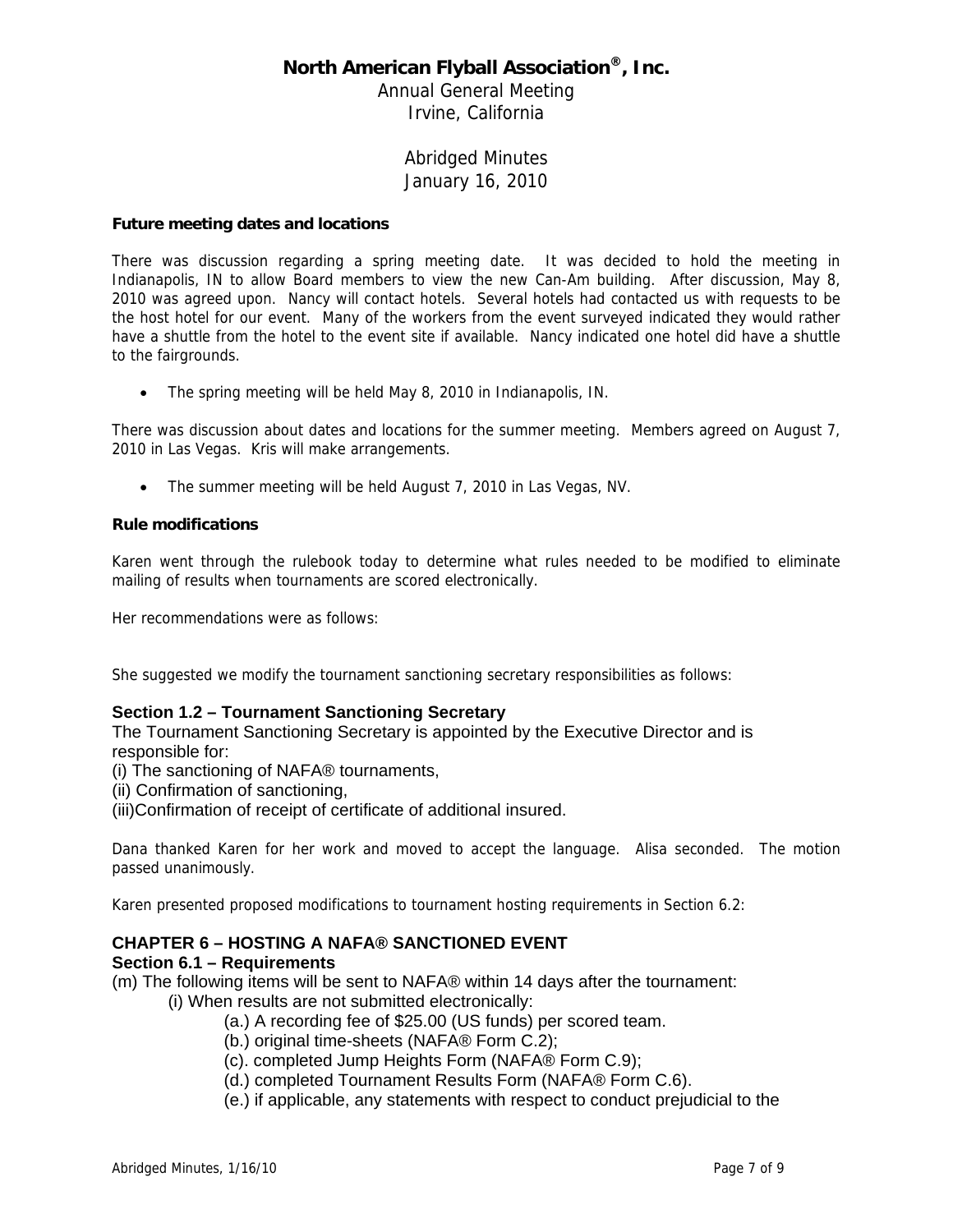**North American Flyball Association®, Inc.**

Annual General Meeting
Irvine, California

Abridged Minutes
January 16, 2010

**Future meeting dates and locations**

There was discussion regarding a spring meeting date. It was decided to hold the meeting in Indianapolis, IN to allow Board members to view the new Can-Am building. After discussion, May 8, 2010 was agreed upon. Nancy will contact hotels. Several hotels had contacted us with requests to be the host hotel for our event. Many of the workers from the event surveyed indicated they would rather have a shuttle from the hotel to the event site if available. Nancy indicated one hotel did have a shuttle to the fairgrounds.

- The spring meeting will be held May 8, 2010 in Indianapolis, IN.

There was discussion about dates and locations for the summer meeting. Members agreed on August 7, 2010 in Las Vegas. Kris will make arrangements.

- The summer meeting will be held August 7, 2010 in Las Vegas, NV.

**Rule modifications**

Karen went through the rulebook today to determine what rules needed to be modified to eliminate mailing of results when tournaments are scored electronically.

Her recommendations were as follows:

She suggested we modify the tournament sanctioning secretary responsibilities as follows:

**Section 1.2 – Tournament Sanctioning Secretary**

The Tournament Sanctioning Secretary is appointed by the Executive Director and is responsible for:

(i) The sanctioning of NAFA® tournaments,
(ii) Confirmation of sanctioning,
(iii)Confirmation of receipt of certificate of additional insured.

Dana thanked Karen for her work and moved to accept the language. Alisa seconded. The motion passed unanimously.

Karen presented proposed modifications to tournament hosting requirements in Section 6.2:

**CHAPTER 6 – HOSTING A NAFA® SANCTIONED EVENT**

**Section 6.1 – Requirements**

(m) The following items will be sent to NAFA® within 14 days after the tournament:

(i) When results are not submitted electronically:

(a.) A recording fee of $25.00 (US funds) per scored team.
(b.) original time-sheets (NAFA® Form C.2);
(c). completed Jump Heights Form (NAFA® Form C.9);
(d.) completed Tournament Results Form (NAFA® Form C.6).
(e.) if applicable, any statements with respect to conduct prejudicial to the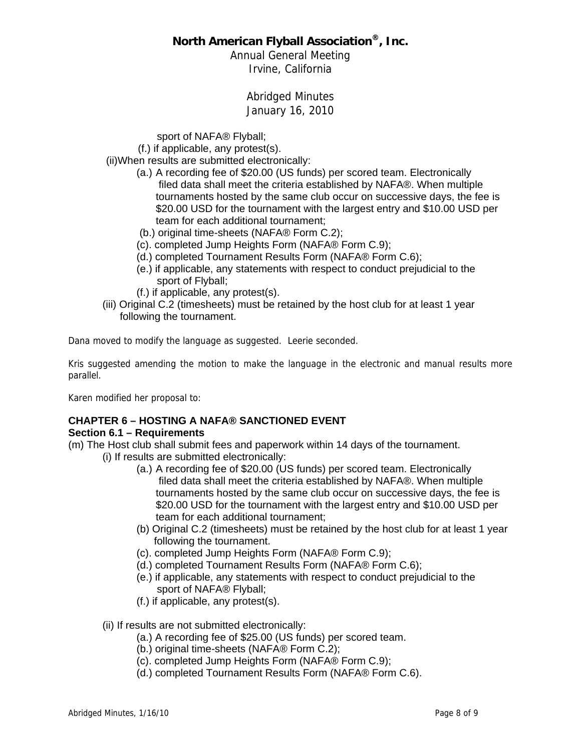sport of NAFA® Flyball;

(f.) if applicable, any protest(s).

(ii)When results are submitted electronically:

(a.) A recording fee of $20.00 (US funds) per scored team. Electronically filed data shall meet the criteria established by NAFA®. When multiple tournaments hosted by the same club occur on successive days, the fee is $20.00 USD for the tournament with the largest entry and $10.00 USD per team for each additional tournament;

(b.) original time-sheets (NAFA® Form C.2);

(c). completed Jump Heights Form (NAFA® Form C.9);

(d.) completed Tournament Results Form (NAFA® Form C.6);

(e.) if applicable, any statements with respect to conduct prejudicial to the sport of Flyball;

(f.) if applicable, any protest(s).

(iii) Original C.2 (timesheets) must be retained by the host club for at least 1 year following the tournament.

Dana moved to modify the language as suggested. Leerie seconded.

Kris suggested amending the motion to make the language in the electronic and manual results more parallel.

Karen modified her proposal to:

**CHAPTER 6 – HOSTING A NAFA® SANCTIONED EVENT**
**Section 6.1 – Requirements**

(m) The Host club shall submit fees and paperwork within 14 days of the tournament.

(i) If results are submitted electronically:

(a.) A recording fee of $20.00 (US funds) per scored team. Electronically filed data shall meet the criteria established by NAFA®. When multiple tournaments hosted by the same club occur on successive days, the fee is $20.00 USD for the tournament with the largest entry and $10.00 USD per team for each additional tournament;

(b) Original C.2 (timesheets) must be retained by the host club for at least 1 year following the tournament.

(c). completed Jump Heights Form (NAFA® Form C.9);

(d.) completed Tournament Results Form (NAFA® Form C.6);

(e.) if applicable, any statements with respect to conduct prejudicial to the sport of NAFA® Flyball;

(f.) if applicable, any protest(s).

(ii) If results are not submitted electronically:

(a.) A recording fee of $25.00 (US funds) per scored team.

(b.) original time-sheets (NAFA® Form C.2);

(c). completed Jump Heights Form (NAFA® Form C.9);

(d.) completed Tournament Results Form (NAFA® Form C.6).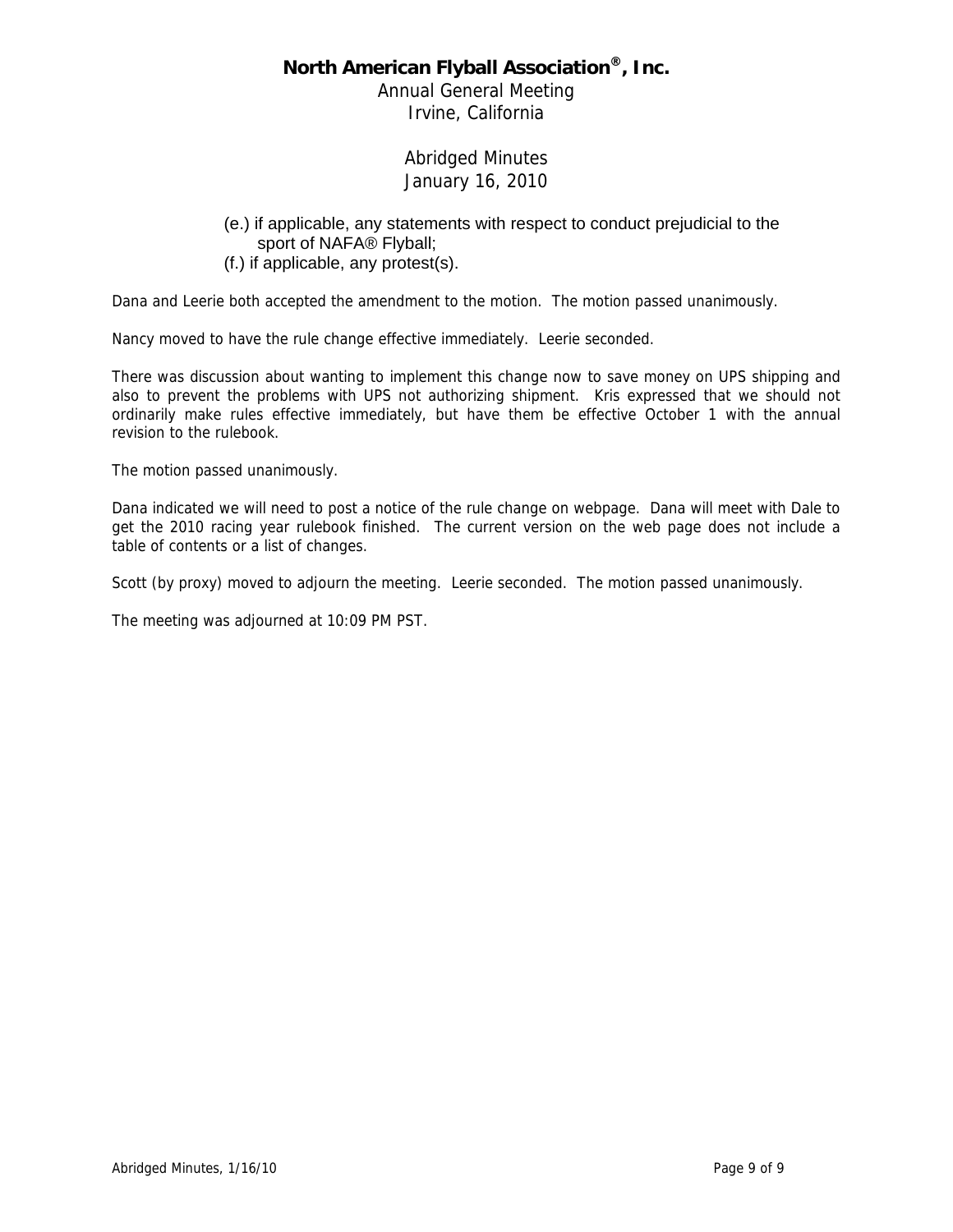# North American Flyball Association®, Inc.

Annual General Meeting
Irvine, California

Abridged Minutes
January 16, 2010

(e.) if applicable, any statements with respect to conduct prejudicial to the sport of NAFA® Flyball;
(f.) if applicable, any protest(s).

Dana and Leerie both accepted the amendment to the motion. The motion passed unanimously.

Nancy moved to have the rule change effective immediately. Leerie seconded.

There was discussion about wanting to implement this change now to save money on UPS shipping and also to prevent the problems with UPS not authorizing shipment. Kris expressed that we should not ordinarily make rules effective immediately, but have them be effective October 1 with the annual revision to the rulebook.

The motion passed unanimously.

Dana indicated we will need to post a notice of the rule change on webpage. Dana will meet with Dale to get the 2010 racing year rulebook finished. The current version on the web page does not include a table of contents or a list of changes.

Scott (by proxy) moved to adjourn the meeting. Leerie seconded. The motion passed unanimously.

The meeting was adjourned at 10:09 PM PST.